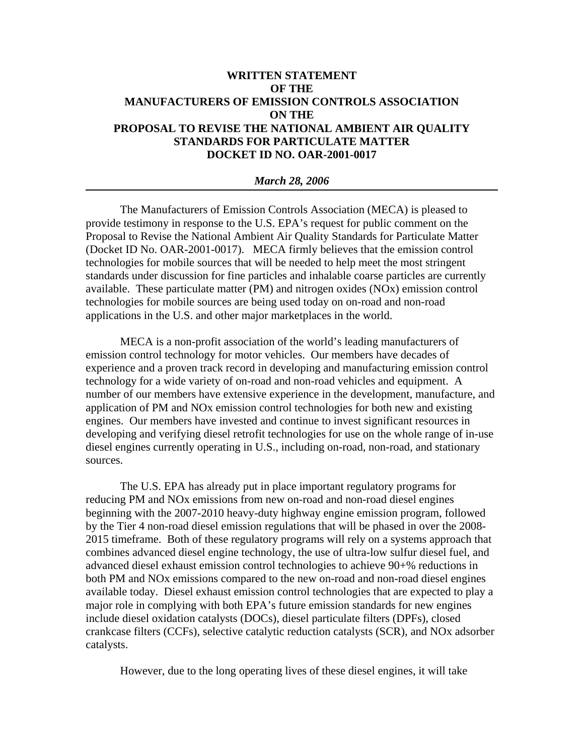# WRITTEN STATEMENT OF THE MANUFACTURERS OF EMISSION CONTROLS ASSOCIATION ON THE PROPOSAL TO REVISE THE NATIONAL AMBIENT AIR QUALITY STANDARDS FOR PARTICULATE MATTER DOCKET ID NO. OAR-2001-0017

***March 28, 2006***

---

The Manufacturers of Emission Controls Association (MECA) is pleased to provide testimony in response to the U.S. EPA's request for public comment on the Proposal to Revise the National Ambient Air Quality Standards for Particulate Matter (Docket ID No. OAR-2001-0017). MECA firmly believes that the emission control technologies for mobile sources that will be needed to help meet the most stringent standards under discussion for fine particles and inhalable coarse particles are currently available. These particulate matter (PM) and nitrogen oxides (NOx) emission control technologies for mobile sources are being used today on on-road and non-road applications in the U.S. and other major marketplaces in the world.

MECA is a non-profit association of the world's leading manufacturers of emission control technology for motor vehicles. Our members have decades of experience and a proven track record in developing and manufacturing emission control technology for a wide variety of on-road and non-road vehicles and equipment. A number of our members have extensive experience in the development, manufacture, and application of PM and NOx emission control technologies for both new and existing engines. Our members have invested and continue to invest significant resources in developing and verifying diesel retrofit technologies for use on the whole range of in-use diesel engines currently operating in U.S., including on-road, non-road, and stationary sources.

The U.S. EPA has already put in place important regulatory programs for reducing PM and NOx emissions from new on-road and non-road diesel engines beginning with the 2007-2010 heavy-duty highway engine emission program, followed by the Tier 4 non-road diesel emission regulations that will be phased in over the 2008-2015 timeframe. Both of these regulatory programs will rely on a systems approach that combines advanced diesel engine technology, the use of ultra-low sulfur diesel fuel, and advanced diesel exhaust emission control technologies to achieve 90+% reductions in both PM and NOx emissions compared to the new on-road and non-road diesel engines available today. Diesel exhaust emission control technologies that are expected to play a major role in complying with both EPA's future emission standards for new engines include diesel oxidation catalysts (DOCs), diesel particulate filters (DPFs), closed crankcase filters (CCFs), selective catalytic reduction catalysts (SCR), and NOx adsorber catalysts.

However, due to the long operating lives of these diesel engines, it will take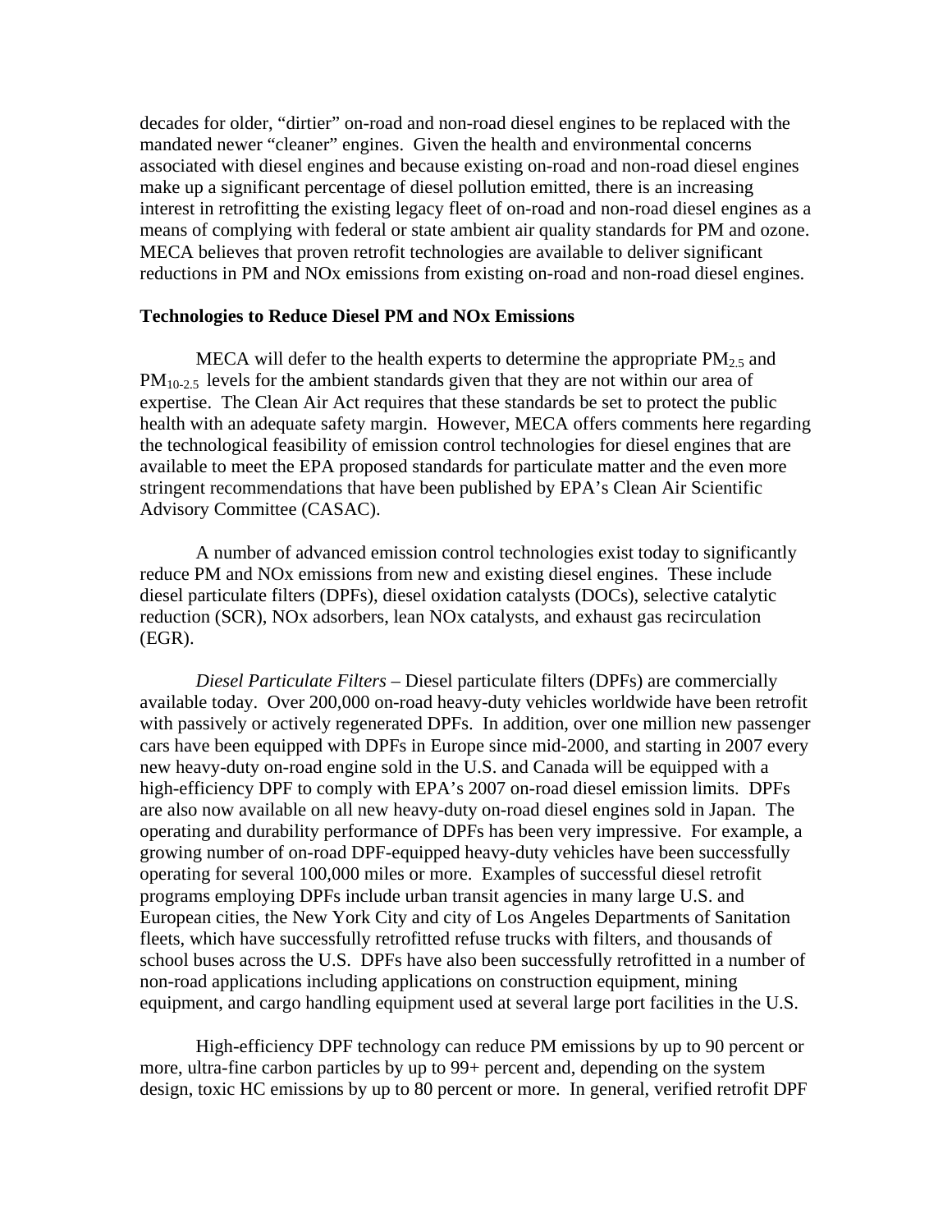decades for older, "dirtier" on-road and non-road diesel engines to be replaced with the mandated newer "cleaner" engines. Given the health and environmental concerns associated with diesel engines and because existing on-road and non-road diesel engines make up a significant percentage of diesel pollution emitted, there is an increasing interest in retrofitting the existing legacy fleet of on-road and non-road diesel engines as a means of complying with federal or state ambient air quality standards for PM and ozone. MECA believes that proven retrofit technologies are available to deliver significant reductions in PM and NOx emissions from existing on-road and non-road diesel engines.

**Technologies to Reduce Diesel PM and NOx Emissions**

MECA will defer to the health experts to determine the appropriate $PM_{2.5}$ and $PM_{10-2.5}$ levels for the ambient standards given that they are not within our area of expertise. The Clean Air Act requires that these standards be set to protect the public health with an adequate safety margin. However, MECA offers comments here regarding the technological feasibility of emission control technologies for diesel engines that are available to meet the EPA proposed standards for particulate matter and the even more stringent recommendations that have been published by EPA's Clean Air Scientific Advisory Committee (CASAC).

A number of advanced emission control technologies exist today to significantly reduce PM and NOx emissions from new and existing diesel engines. These include diesel particulate filters (DPFs), diesel oxidation catalysts (DOCs), selective catalytic reduction (SCR), NOx adsorbers, lean NOx catalysts, and exhaust gas recirculation (EGR).

*Diesel Particulate Filters* – Diesel particulate filters (DPFs) are commercially available today. Over 200,000 on-road heavy-duty vehicles worldwide have been retrofit with passively or actively regenerated DPFs. In addition, over one million new passenger cars have been equipped with DPFs in Europe since mid-2000, and starting in 2007 every new heavy-duty on-road engine sold in the U.S. and Canada will be equipped with a high-efficiency DPF to comply with EPA's 2007 on-road diesel emission limits. DPFs are also now available on all new heavy-duty on-road diesel engines sold in Japan. The operating and durability performance of DPFs has been very impressive. For example, a growing number of on-road DPF-equipped heavy-duty vehicles have been successfully operating for several 100,000 miles or more. Examples of successful diesel retrofit programs employing DPFs include urban transit agencies in many large U.S. and European cities, the New York City and city of Los Angeles Departments of Sanitation fleets, which have successfully retrofitted refuse trucks with filters, and thousands of school buses across the U.S. DPFs have also been successfully retrofitted in a number of non-road applications including applications on construction equipment, mining equipment, and cargo handling equipment used at several large port facilities in the U.S.

High-efficiency DPF technology can reduce PM emissions by up to 90 percent or more, ultra-fine carbon particles by up to 99+ percent and, depending on the system design, toxic HC emissions by up to 80 percent or more. In general, verified retrofit DPF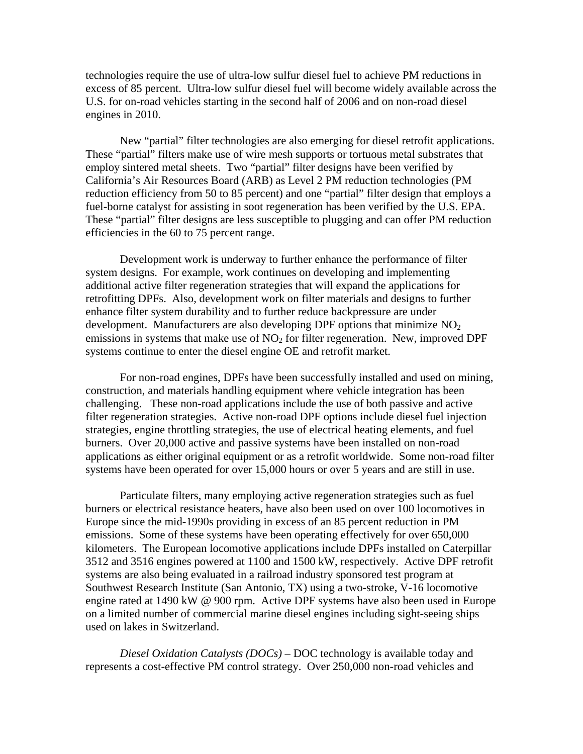technologies require the use of ultra-low sulfur diesel fuel to achieve PM reductions in excess of 85 percent. Ultra-low sulfur diesel fuel will become widely available across the U.S. for on-road vehicles starting in the second half of 2006 and on non-road diesel engines in 2010.

New "partial" filter technologies are also emerging for diesel retrofit applications. These "partial" filters make use of wire mesh supports or tortuous metal substrates that employ sintered metal sheets. Two "partial" filter designs have been verified by California's Air Resources Board (ARB) as Level 2 PM reduction technologies (PM reduction efficiency from 50 to 85 percent) and one "partial" filter design that employs a fuel-borne catalyst for assisting in soot regeneration has been verified by the U.S. EPA. These "partial" filter designs are less susceptible to plugging and can offer PM reduction efficiencies in the 60 to 75 percent range.

Development work is underway to further enhance the performance of filter system designs. For example, work continues on developing and implementing additional active filter regeneration strategies that will expand the applications for retrofitting DPFs. Also, development work on filter materials and designs to further enhance filter system durability and to further reduce backpressure are under development. Manufacturers are also developing DPF options that minimize $NO_2$ emissions in systems that make use of $NO_2$ for filter regeneration. New, improved DPF systems continue to enter the diesel engine OE and retrofit market.

For non-road engines, DPFs have been successfully installed and used on mining, construction, and materials handling equipment where vehicle integration has been challenging. These non-road applications include the use of both passive and active filter regeneration strategies. Active non-road DPF options include diesel fuel injection strategies, engine throttling strategies, the use of electrical heating elements, and fuel burners. Over 20,000 active and passive systems have been installed on non-road applications as either original equipment or as a retrofit worldwide. Some non-road filter systems have been operated for over 15,000 hours or over 5 years and are still in use.

Particulate filters, many employing active regeneration strategies such as fuel burners or electrical resistance heaters, have also been used on over 100 locomotives in Europe since the mid-1990s providing in excess of an 85 percent reduction in PM emissions. Some of these systems have been operating effectively for over 650,000 kilometers. The European locomotive applications include DPFs installed on Caterpillar 3512 and 3516 engines powered at 1100 and 1500 kW, respectively. Active DPF retrofit systems are also being evaluated in a railroad industry sponsored test program at Southwest Research Institute (San Antonio, TX) using a two-stroke, V-16 locomotive engine rated at 1490 kW @ 900 rpm. Active DPF systems have also been used in Europe on a limited number of commercial marine diesel engines including sight-seeing ships used on lakes in Switzerland.

*Diesel Oxidation Catalysts (DOCs)* – DOC technology is available today and represents a cost-effective PM control strategy. Over 250,000 non-road vehicles and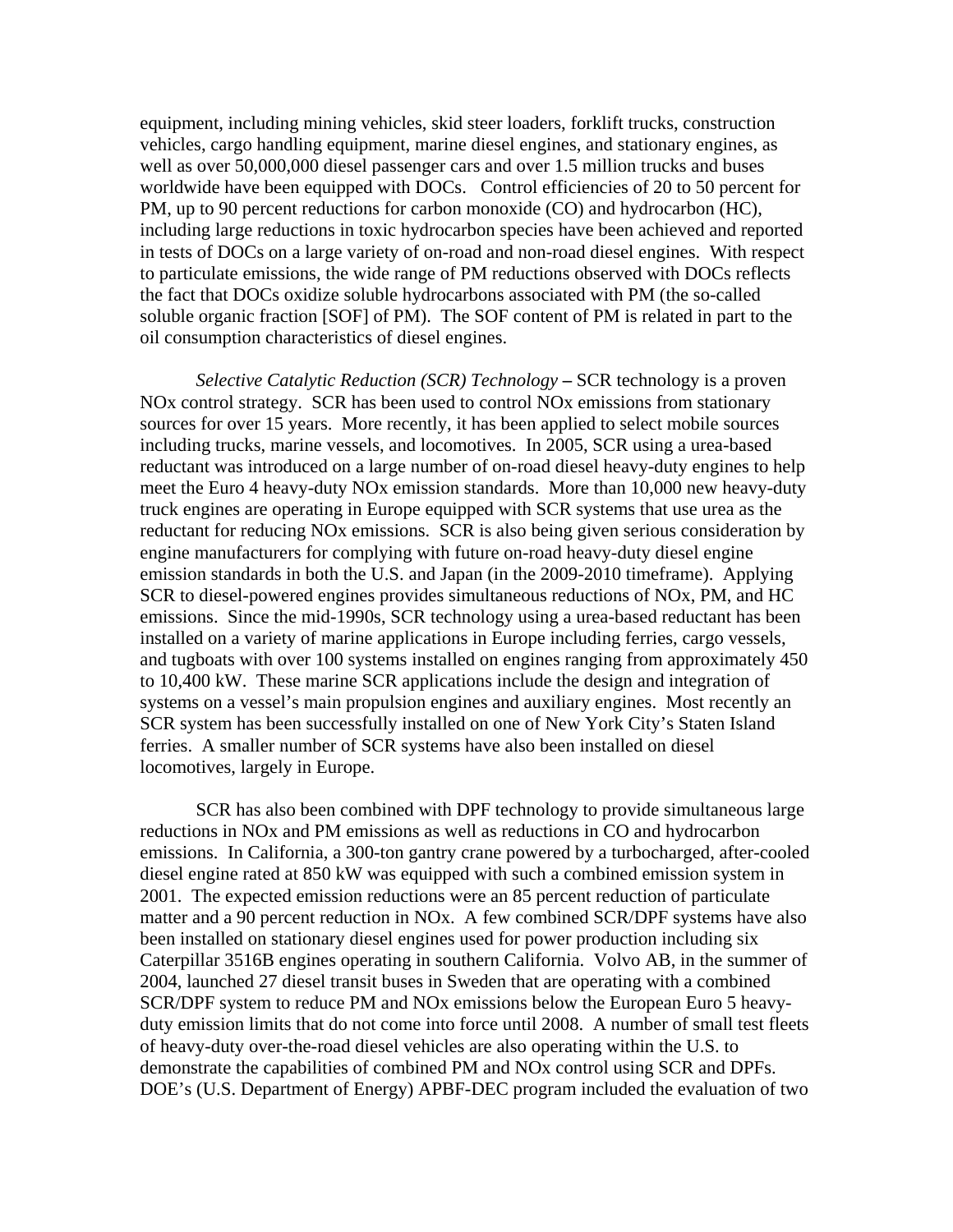equipment, including mining vehicles, skid steer loaders, forklift trucks, construction vehicles, cargo handling equipment, marine diesel engines, and stationary engines, as well as over 50,000,000 diesel passenger cars and over 1.5 million trucks and buses worldwide have been equipped with DOCs. Control efficiencies of 20 to 50 percent for PM, up to 90 percent reductions for carbon monoxide (CO) and hydrocarbon (HC), including large reductions in toxic hydrocarbon species have been achieved and reported in tests of DOCs on a large variety of on-road and non-road diesel engines. With respect to particulate emissions, the wide range of PM reductions observed with DOCs reflects the fact that DOCs oxidize soluble hydrocarbons associated with PM (the so-called soluble organic fraction [SOF] of PM). The SOF content of PM is related in part to the oil consumption characteristics of diesel engines.

*Selective Catalytic Reduction (SCR) Technology* **–** SCR technology is a proven NOx control strategy. SCR has been used to control NOx emissions from stationary sources for over 15 years. More recently, it has been applied to select mobile sources including trucks, marine vessels, and locomotives. In 2005, SCR using a urea-based reductant was introduced on a large number of on-road diesel heavy-duty engines to help meet the Euro 4 heavy-duty NOx emission standards. More than 10,000 new heavy-duty truck engines are operating in Europe equipped with SCR systems that use urea as the reductant for reducing NOx emissions. SCR is also being given serious consideration by engine manufacturers for complying with future on-road heavy-duty diesel engine emission standards in both the U.S. and Japan (in the 2009-2010 timeframe). Applying SCR to diesel-powered engines provides simultaneous reductions of NOx, PM, and HC emissions. Since the mid-1990s, SCR technology using a urea-based reductant has been installed on a variety of marine applications in Europe including ferries, cargo vessels, and tugboats with over 100 systems installed on engines ranging from approximately 450 to 10,400 kW. These marine SCR applications include the design and integration of systems on a vessel's main propulsion engines and auxiliary engines. Most recently an SCR system has been successfully installed on one of New York City's Staten Island ferries. A smaller number of SCR systems have also been installed on diesel locomotives, largely in Europe.

SCR has also been combined with DPF technology to provide simultaneous large reductions in NOx and PM emissions as well as reductions in CO and hydrocarbon emissions. In California, a 300-ton gantry crane powered by a turbocharged, after-cooled diesel engine rated at 850 kW was equipped with such a combined emission system in 2001. The expected emission reductions were an 85 percent reduction of particulate matter and a 90 percent reduction in NOx. A few combined SCR/DPF systems have also been installed on stationary diesel engines used for power production including six Caterpillar 3516B engines operating in southern California. Volvo AB, in the summer of 2004, launched 27 diesel transit buses in Sweden that are operating with a combined SCR/DPF system to reduce PM and NOx emissions below the European Euro 5 heavy-duty emission limits that do not come into force until 2008. A number of small test fleets of heavy-duty over-the-road diesel vehicles are also operating within the U.S. to demonstrate the capabilities of combined PM and NOx control using SCR and DPFs. DOE's (U.S. Department of Energy) APBF-DEC program included the evaluation of two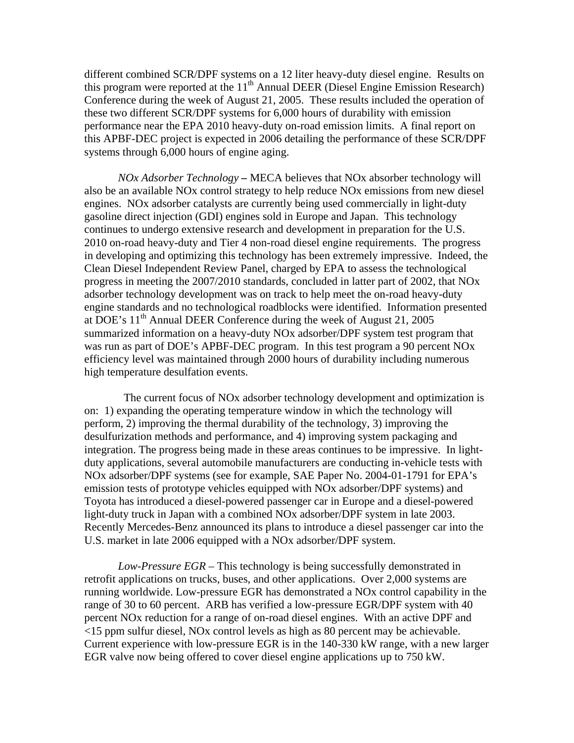different combined SCR/DPF systems on a 12 liter heavy-duty diesel engine. Results on this program were reported at the 11th Annual DEER (Diesel Engine Emission Research) Conference during the week of August 21, 2005. These results included the operation of these two different SCR/DPF systems for 6,000 hours of durability with emission performance near the EPA 2010 heavy-duty on-road emission limits. A final report on this APBF-DEC project is expected in 2006 detailing the performance of these SCR/DPF systems through 6,000 hours of engine aging.

*NOx Adsorber Technology* – MECA believes that NOx absorber technology will also be an available NOx control strategy to help reduce NOx emissions from new diesel engines. NOx adsorber catalysts are currently being used commercially in light-duty gasoline direct injection (GDI) engines sold in Europe and Japan. This technology continues to undergo extensive research and development in preparation for the U.S. 2010 on-road heavy-duty and Tier 4 non-road diesel engine requirements. The progress in developing and optimizing this technology has been extremely impressive. Indeed, the Clean Diesel Independent Review Panel, charged by EPA to assess the technological progress in meeting the 2007/2010 standards, concluded in latter part of 2002, that NOx adsorber technology development was on track to help meet the on-road heavy-duty engine standards and no technological roadblocks were identified. Information presented at DOE's 11th Annual DEER Conference during the week of August 21, 2005 summarized information on a heavy-duty NOx adsorber/DPF system test program that was run as part of DOE's APBF-DEC program. In this test program a 90 percent NOx efficiency level was maintained through 2000 hours of durability including numerous high temperature desulfation events.

The current focus of NOx adsorber technology development and optimization is on: 1) expanding the operating temperature window in which the technology will perform, 2) improving the thermal durability of the technology, 3) improving the desulfurization methods and performance, and 4) improving system packaging and integration. The progress being made in these areas continues to be impressive. In light-duty applications, several automobile manufacturers are conducting in-vehicle tests with NOx adsorber/DPF systems (see for example, SAE Paper No. 2004-01-1791 for EPA's emission tests of prototype vehicles equipped with NOx adsorber/DPF systems) and Toyota has introduced a diesel-powered passenger car in Europe and a diesel-powered light-duty truck in Japan with a combined NOx adsorber/DPF system in late 2003. Recently Mercedes-Benz announced its plans to introduce a diesel passenger car into the U.S. market in late 2006 equipped with a NOx adsorber/DPF system.

*Low-Pressure EGR* – This technology is being successfully demonstrated in retrofit applications on trucks, buses, and other applications. Over 2,000 systems are running worldwide. Low-pressure EGR has demonstrated a NOx control capability in the range of 30 to 60 percent. ARB has verified a low-pressure EGR/DPF system with 40 percent NOx reduction for a range of on-road diesel engines. With an active DPF and <15 ppm sulfur diesel, NOx control levels as high as 80 percent may be achievable. Current experience with low-pressure EGR is in the 140-330 kW range, with a new larger EGR valve now being offered to cover diesel engine applications up to 750 kW.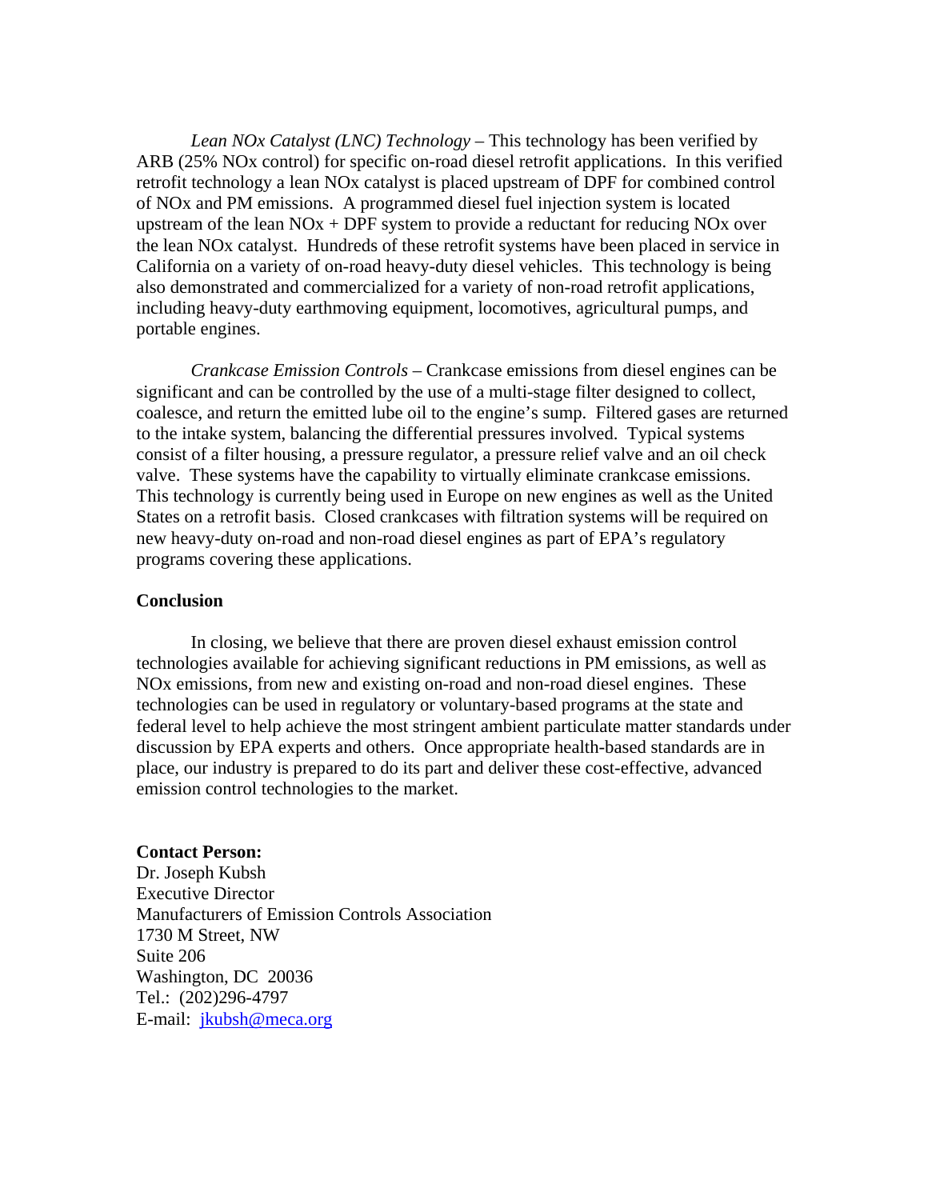*Lean NOx Catalyst (LNC) Technology* – This technology has been verified by ARB (25% NOx control) for specific on-road diesel retrofit applications. In this verified retrofit technology a lean NOx catalyst is placed upstream of DPF for combined control of NOx and PM emissions. A programmed diesel fuel injection system is located upstream of the lean NOx + DPF system to provide a reductant for reducing NOx over the lean NOx catalyst. Hundreds of these retrofit systems have been placed in service in California on a variety of on-road heavy-duty diesel vehicles. This technology is being also demonstrated and commercialized for a variety of non-road retrofit applications, including heavy-duty earthmoving equipment, locomotives, agricultural pumps, and portable engines.

*Crankcase Emission Controls* – Crankcase emissions from diesel engines can be significant and can be controlled by the use of a multi-stage filter designed to collect, coalesce, and return the emitted lube oil to the engine's sump. Filtered gases are returned to the intake system, balancing the differential pressures involved. Typical systems consist of a filter housing, a pressure regulator, a pressure relief valve and an oil check valve. These systems have the capability to virtually eliminate crankcase emissions. This technology is currently being used in Europe on new engines as well as the United States on a retrofit basis. Closed crankcases with filtration systems will be required on new heavy-duty on-road and non-road diesel engines as part of EPA's regulatory programs covering these applications.

**Conclusion**

In closing, we believe that there are proven diesel exhaust emission control technologies available for achieving significant reductions in PM emissions, as well as NOx emissions, from new and existing on-road and non-road diesel engines. These technologies can be used in regulatory or voluntary-based programs at the state and federal level to help achieve the most stringent ambient particulate matter standards under discussion by EPA experts and others. Once appropriate health-based standards are in place, our industry is prepared to do its part and deliver these cost-effective, advanced emission control technologies to the market.

**Contact Person:**
Dr. Joseph Kubsh
Executive Director
Manufacturers of Emission Controls Association
1730 M Street, NW
Suite 206
Washington, DC 20036
Tel.: (202)296-4797
E-mail: jkubsh@meca.org